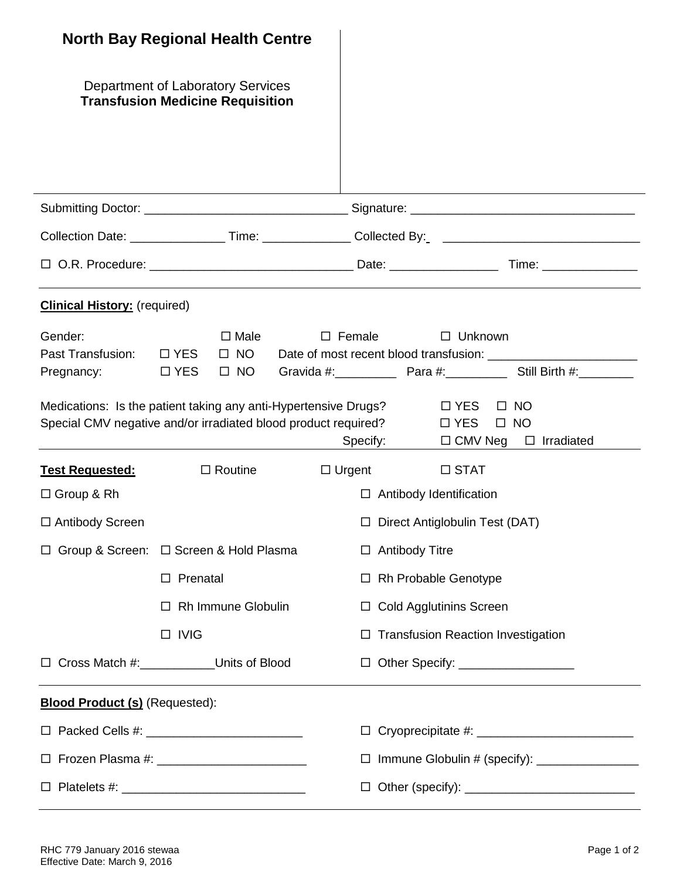# North Bay Regional Health Centre

Department of Laboratory Services
**Transfusion Medicine Requisition**

Submitting Doctor: ______________________________ Signature: _________________________________

Collection Date: ______________ Time: _____________ Collected By: _____________________________

☐ O.R. Procedure: ______________________________ Date: ________________ Time: ______________

**Clinical History:** (required)

Gender: ☐ Male ☐ Female ☐ Unknown

Past Transfusion: ☐ YES ☐ NO Date of most recent blood transfusion: ______________________

Pregnancy: ☐ YES ☐ NO Gravida #:_________ Para #:_________ Still Birth #:________

Medications: Is the patient taking any anti-Hypertensive Drugs? ☐ YES ☐ NO

Special CMV negative and/or irradiated blood product required? ☐ YES ☐ NO

Specify: ☐ CMV Neg ☐ Irradiated

**Test Requested:** ☐ Routine ☐ Urgent ☐ STAT

☐ Group & Rh

☐ Antibody Screen

☐ Group & Screen: ☐ Screen & Hold Plasma

☐ Prenatal

☐ Rh Immune Globulin

☐ IVIG

☐ Cross Match #:___________Units of Blood

☐ Antibody Identification

☐ Direct Antiglobulin Test (DAT)

☐ Antibody Titre

☐ Rh Probable Genotype

☐ Cold Agglutinins Screen

☐ Transfusion Reaction Investigation

☐ Other Specify: _________________

**Blood Product (s)** (Requested):

☐ Packed Cells #: _______________________

☐ Frozen Plasma #: ______________________

☐ Platelets #: ___________________________

☐ Cryoprecipitate #: _______________________

☐ Immune Globulin # (specify): _______________

☐ Other (specify): _________________________

RHC 779 January 2016 stewaa
Effective Date: March 9, 2016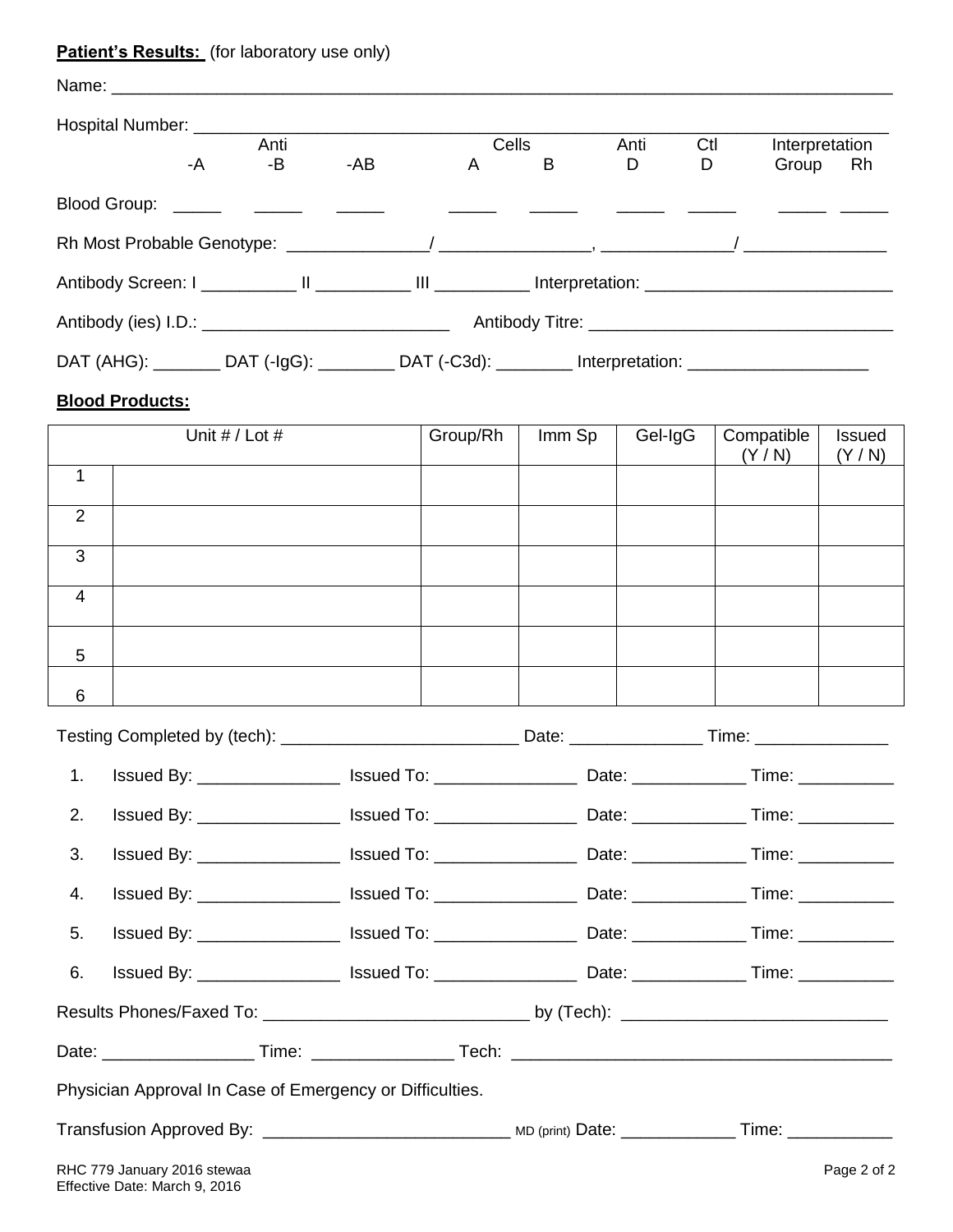**Patient's Results:** (for laboratory use only)

Name: ___________________________________________________________________________

Hospital Number: ______________________________________________________________

| | Anti -A | Anti -B | Anti -AB | Cells A | Cells B | Anti D | Ctl D | Interpretation Group | Interpretation Rh |
|---|---|---|---|---|---|---|---|---|---|
| Blood Group: | _____ | _____ | _____ | _____ | _____ | _____ | _____ | _____ | _____ |

Rh Most Probable Genotype: _______________/ ________________, ______________/ _______________

Antibody Screen: I __________ II __________ III __________ Interpretation: __________________________

Antibody (ies) I.D.: __________________________ Antibody Titre: ________________________________

DAT (AHG): _______ DAT (-IgG): ________ DAT (-C3d): ________ Interpretation: ___________________

**Blood Products:**

| Unit # / Lot # | | Group/Rh | Imm Sp | Gel-IgG | Compatible (Y / N) | Issued (Y / N) |
|---|---|---|---|---|---|---|
| 1 | | | | | | |
| 2 | | | | | | |
| 3 | | | | | | |
| 4 | | | | | | |
| 5 | | | | | | |
| 6 | | | | | | |

Testing Completed by (tech): _________________________ Date: ______________ Time: ______________

1. Issued By: _______________ Issued To: _______________ Date: ____________ Time: __________
2. Issued By: _______________ Issued To: _______________ Date: ____________ Time: __________
3. Issued By: _______________ Issued To: _______________ Date: ____________ Time: __________
4. Issued By: _______________ Issued To: _______________ Date: ____________ Time: __________
5. Issued By: _______________ Issued To: _______________ Date: ____________ Time: __________
6. Issued By: _______________ Issued To: _______________ Date: ____________ Time: __________

Results Phones/Faxed To: ____________________________ by (Tech): ___________________________

Date: ________________ Time: _______________ Tech: _________________________________________

Physician Approval In Case of Emergency or Difficulties.

Transfusion Approved By: _________________________ MD (print) Date: ____________ Time: ___________

RHC 779 January 2016 stewaa
Effective Date: March 9, 2016